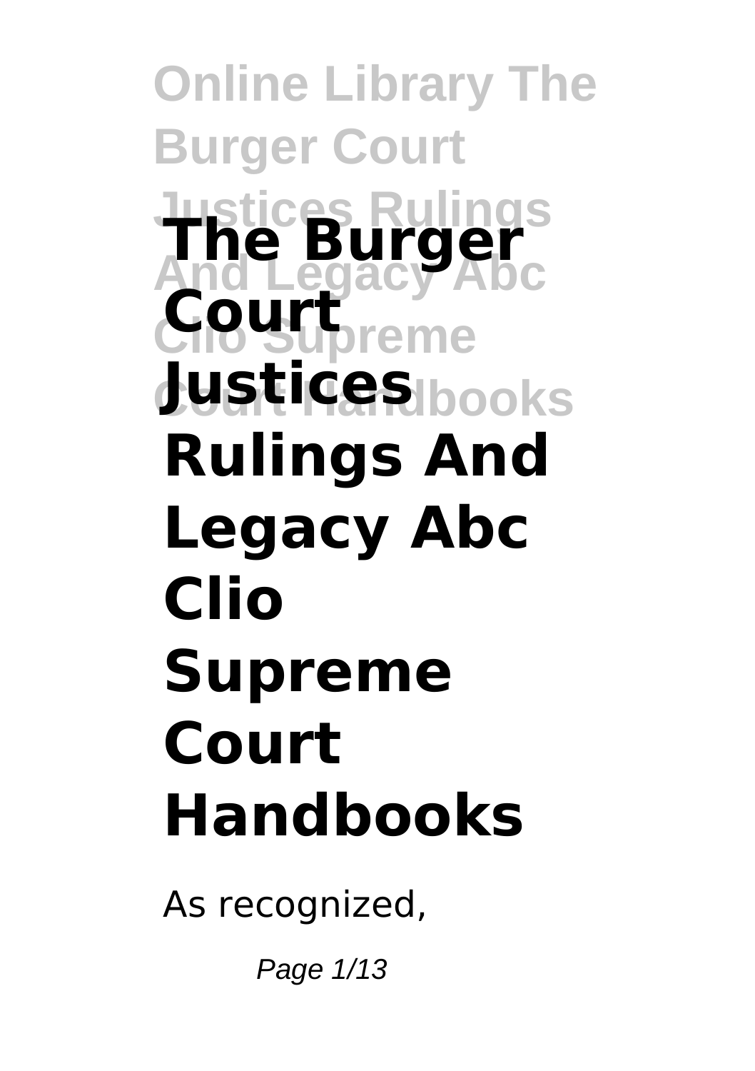# The Burger Court Justices Rulings And Legacy Abc Clio Supreme Court Handbooks

As recognized,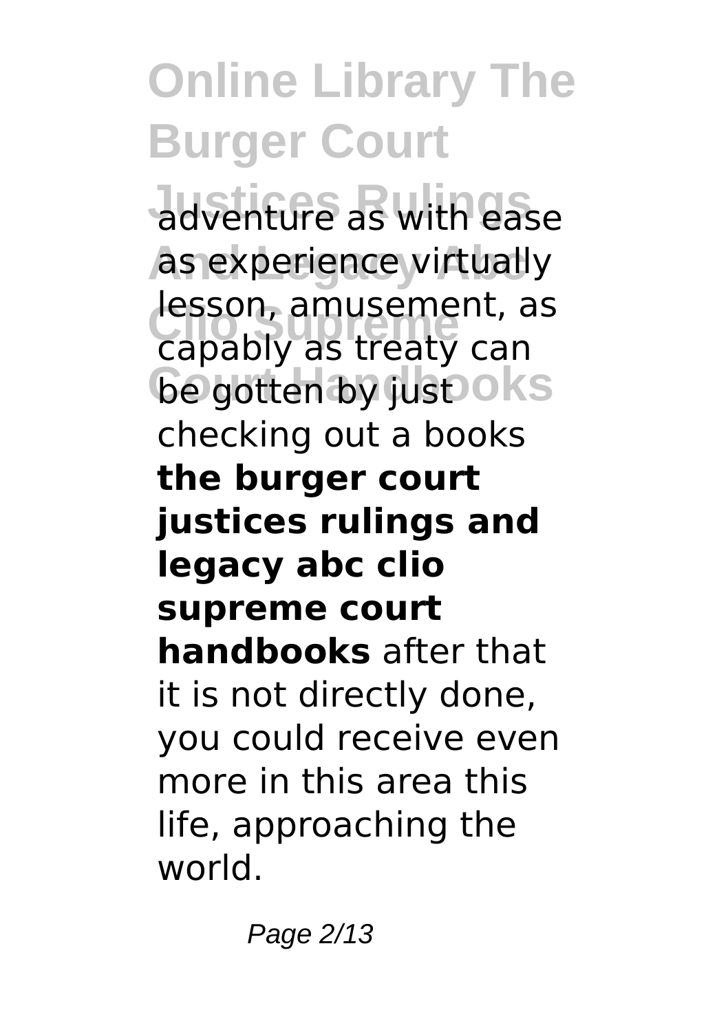adventure as with ease as experience virtually lesson, amusement, as capably as treaty can be gotten by just checking out a books **the burger court justices rulings and legacy abc clio supreme court handbooks** after that it is not directly done, you could receive even more in this area this life, approaching the world.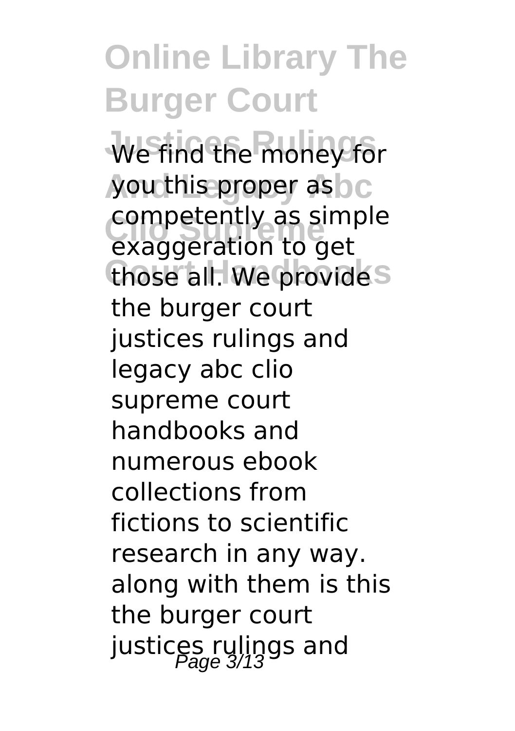We find the money for you this proper as competently as simple exaggeration to get those all. We provide the burger court justices rulings and legacy abc clio supreme court handbooks and numerous ebook collections from fictions to scientific research in any way. along with them is this the burger court justices rulings and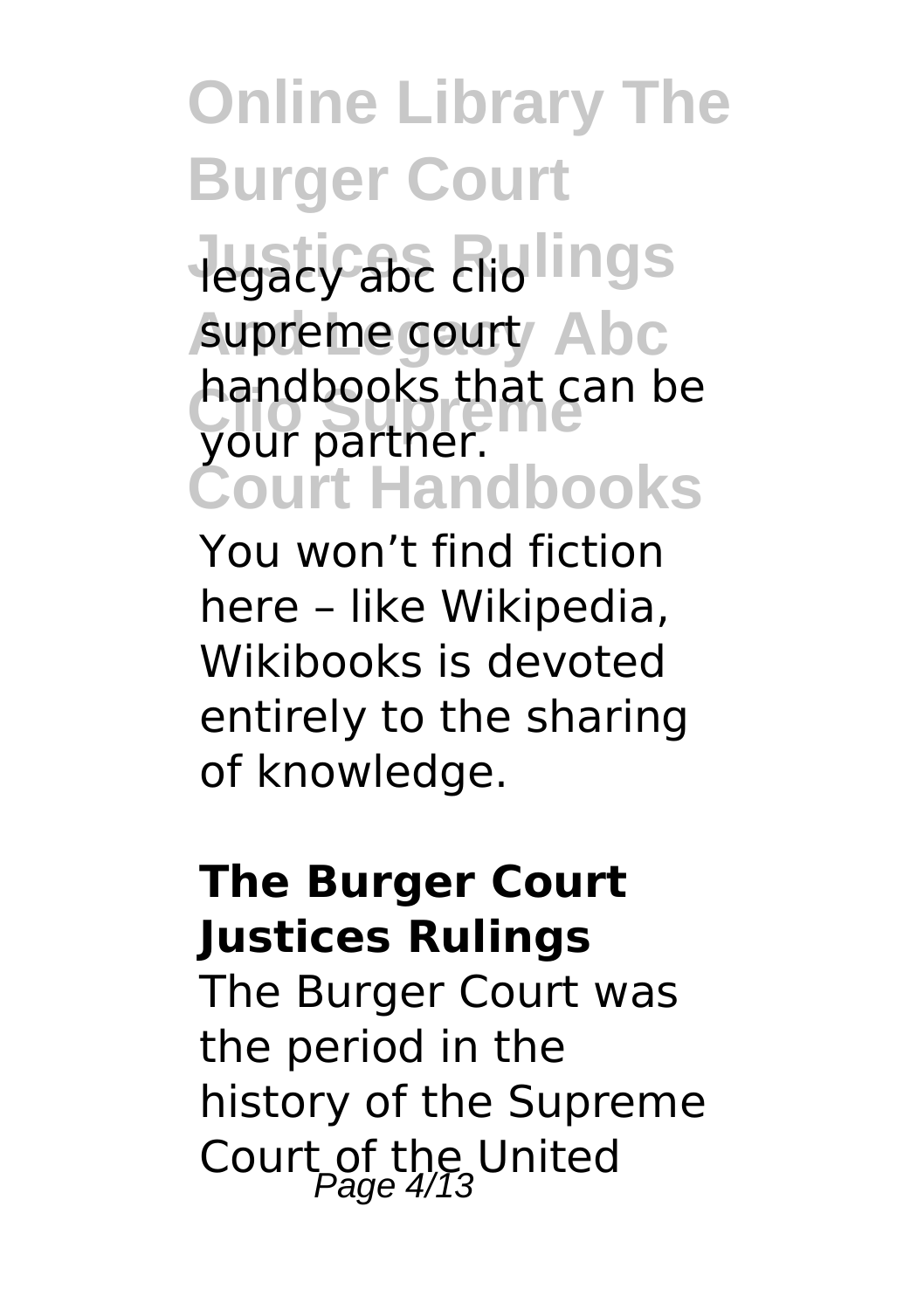legacy abc clio supreme court handbooks that can be your partner.

You won't find fiction here – like Wikipedia, Wikibooks is devoted entirely to the sharing of knowledge.

**The Burger Court Justices Rulings**

The Burger Court was the period in the history of the Supreme Court of the United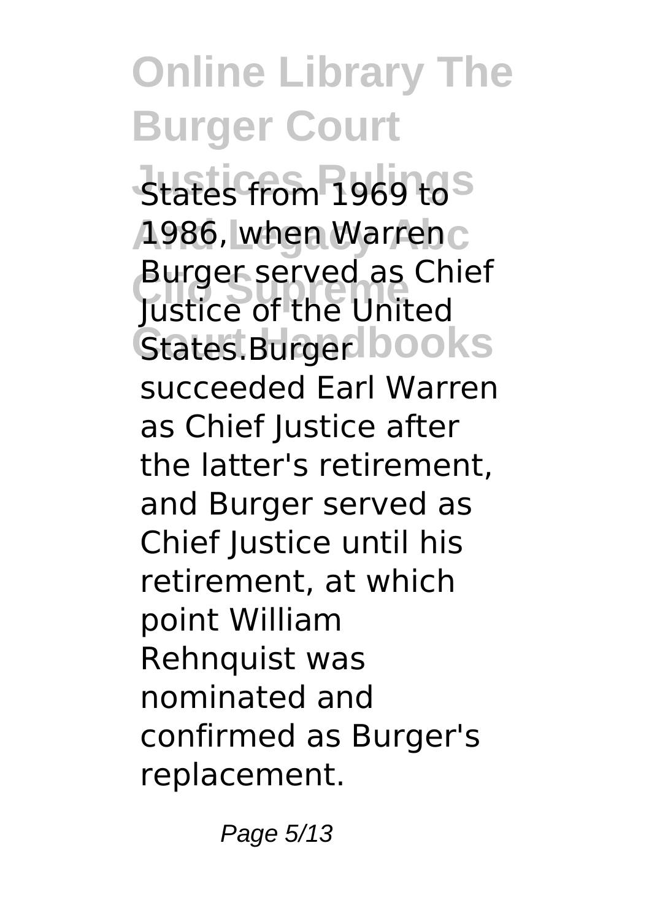States from 1969 to 1986, when Warren Burger served as Chief Justice of the United States.Burger succeeded Earl Warren as Chief Justice after the latter's retirement, and Burger served as Chief Justice until his retirement, at which point William Rehnquist was nominated and confirmed as Burger's replacement.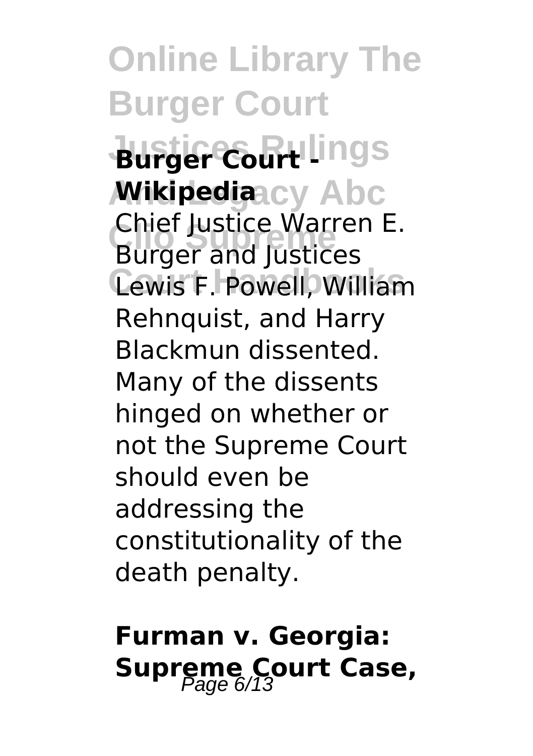**Burger Court - Wikipedia**

Chief Justice Warren E. Burger and Justices Lewis F. Powell, William Rehnquist, and Harry Blackmun dissented. Many of the dissents hinged on whether or not the Supreme Court should even be addressing the constitutionality of the death penalty.

**Furman v. Georgia: Supreme Court Case,**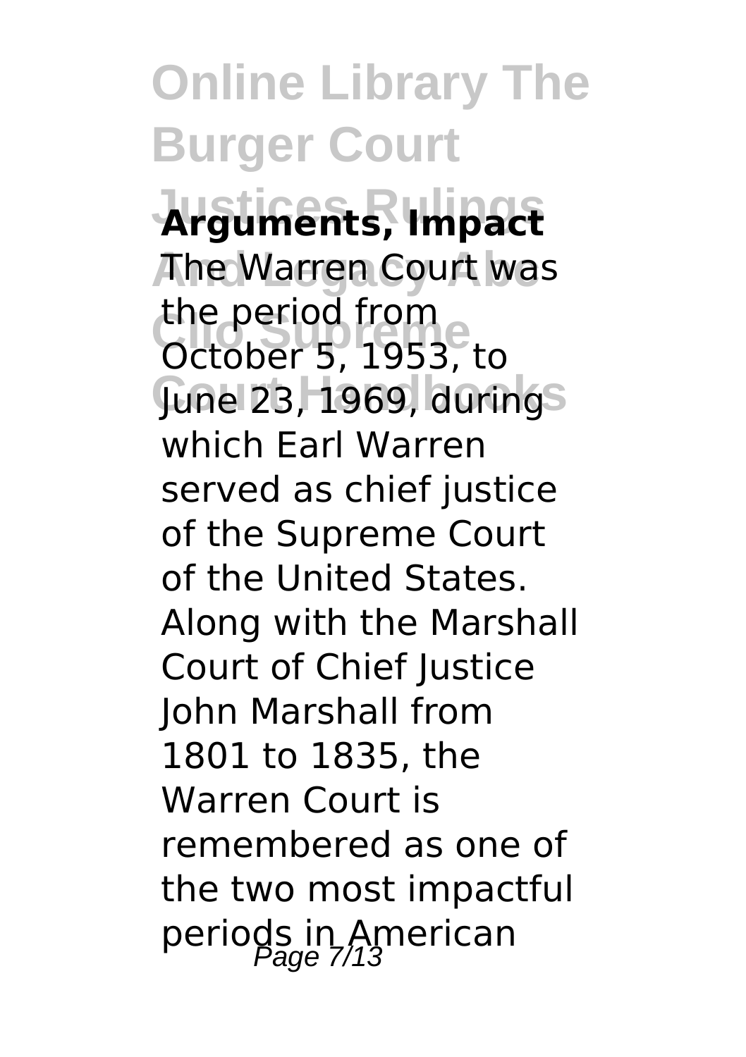**Arguments, Impact**

The Warren Court was the period from October 5, 1953, to June 23, 1969, during which Earl Warren served as chief justice of the Supreme Court of the United States. Along with the Marshall Court of Chief Justice John Marshall from 1801 to 1835, the Warren Court is remembered as one of the two most impactful periods in American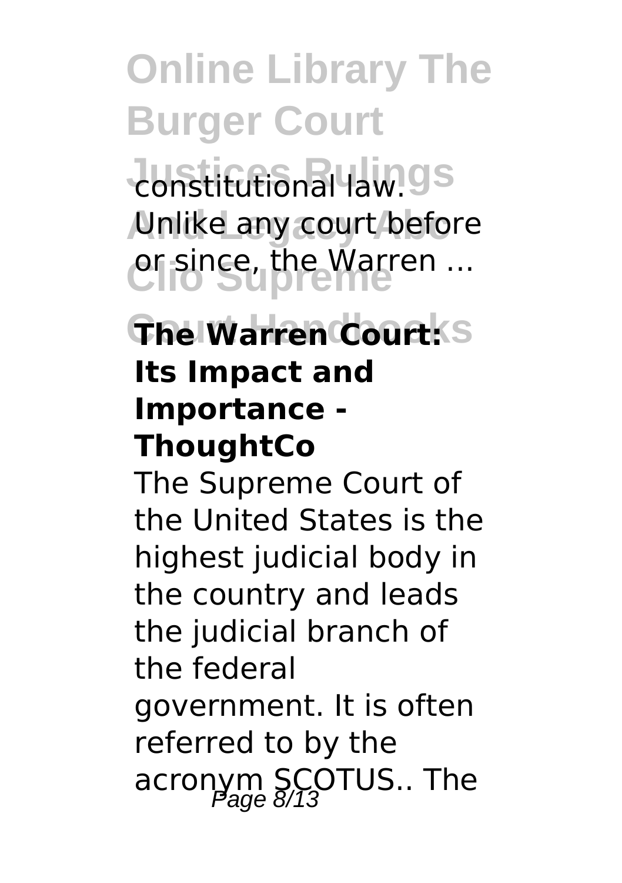constitutional law. Unlike any court before or since, the Warren ...

**The Warren Court: Its Impact and Importance - ThoughtCo**

The Supreme Court of the United States is the highest judicial body in the country and leads the judicial branch of the federal government. It is often referred to by the acronym SCOTUS.. The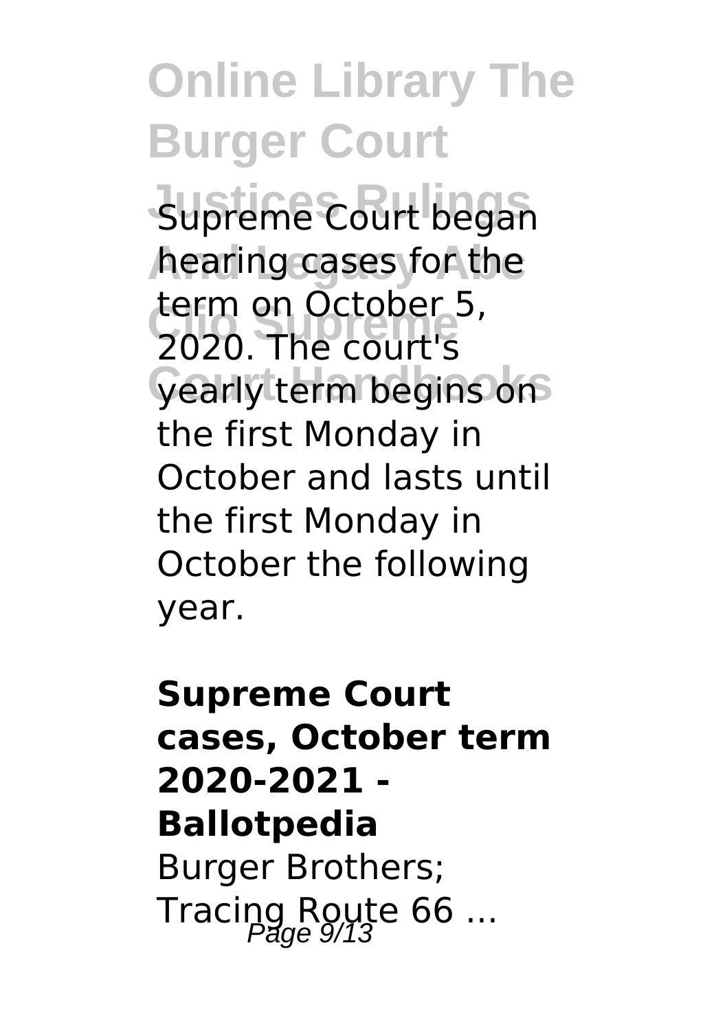Supreme Court began hearing cases for the term on October 5, 2020. The court's yearly term begins on the first Monday in October and lasts until the first Monday in October the following year.

**Supreme Court cases, October term 2020-2021 - Ballotpedia**

Burger Brothers; Tracing Route 66 ...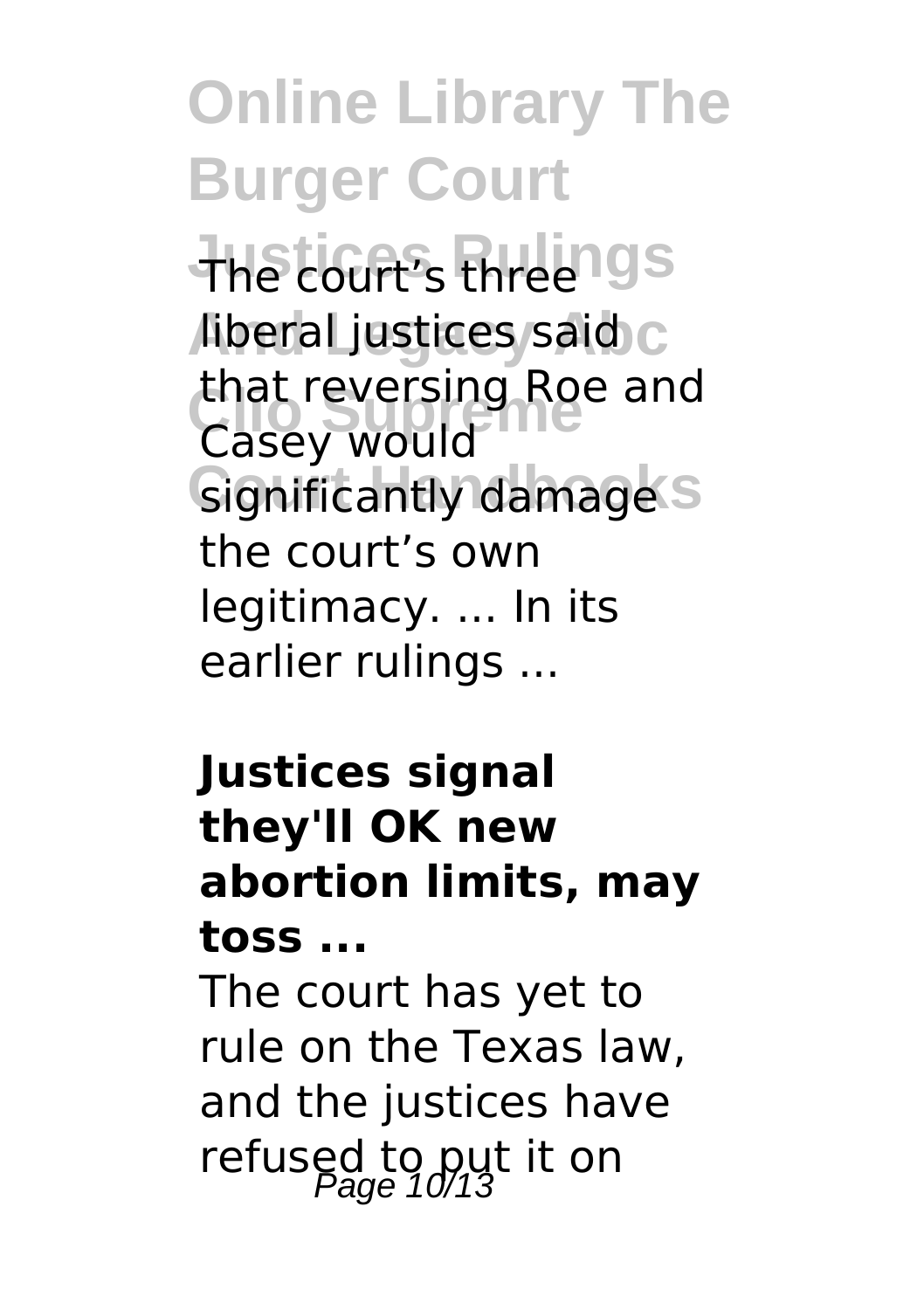The court's three liberal justices said that reversing Roe and Casey would significantly damage the court's own legitimacy. ... In its earlier rulings ...

**Justices signal they'll OK new abortion limits, may toss ...**

The court has yet to rule on the Texas law, and the justices have refused to put it on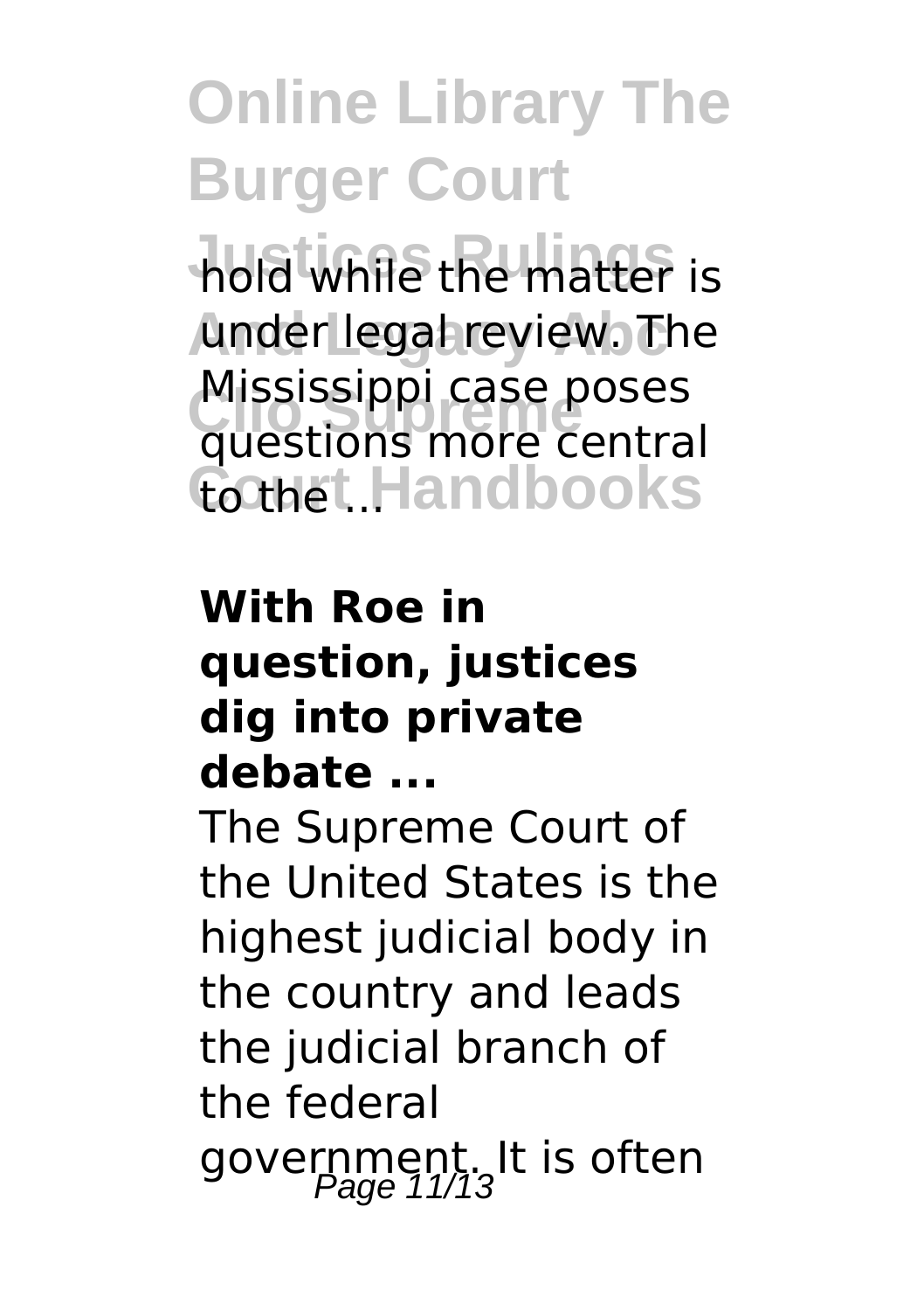hold while the matter is under legal review. The Mississippi case poses questions more central to the ...

**With Roe in question, justices dig into private debate ...**

The Supreme Court of the United States is the highest judicial body in the country and leads the judicial branch of the federal government. It is often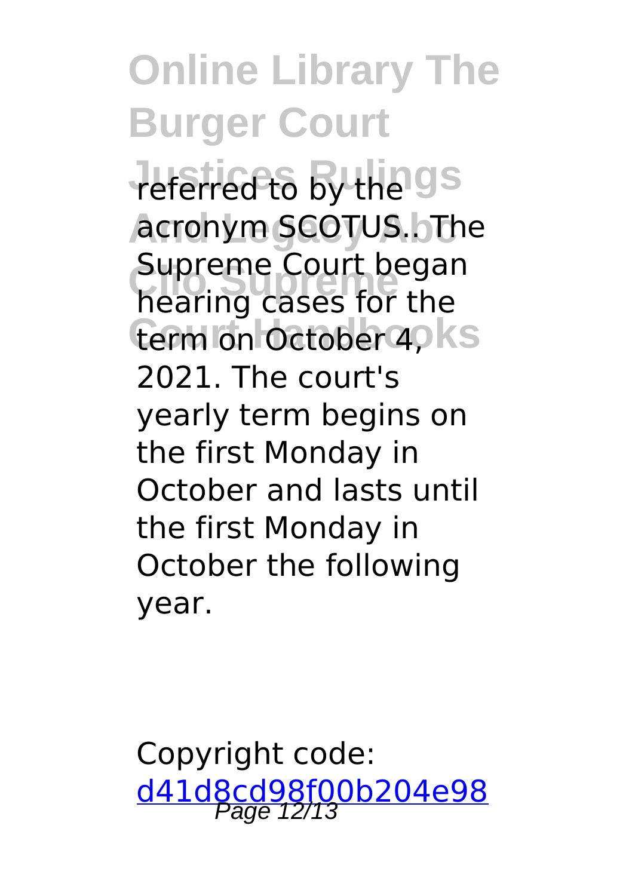referred to by the acronym SCOTUS.. The Supreme Court began hearing cases for the term on October 4, 2021. The court's yearly term begins on the first Monday in October and lasts until the first Monday in October the following year.

Copyright code: [d41d8cd98f00b204e98](d41d8cd98f00b204e98)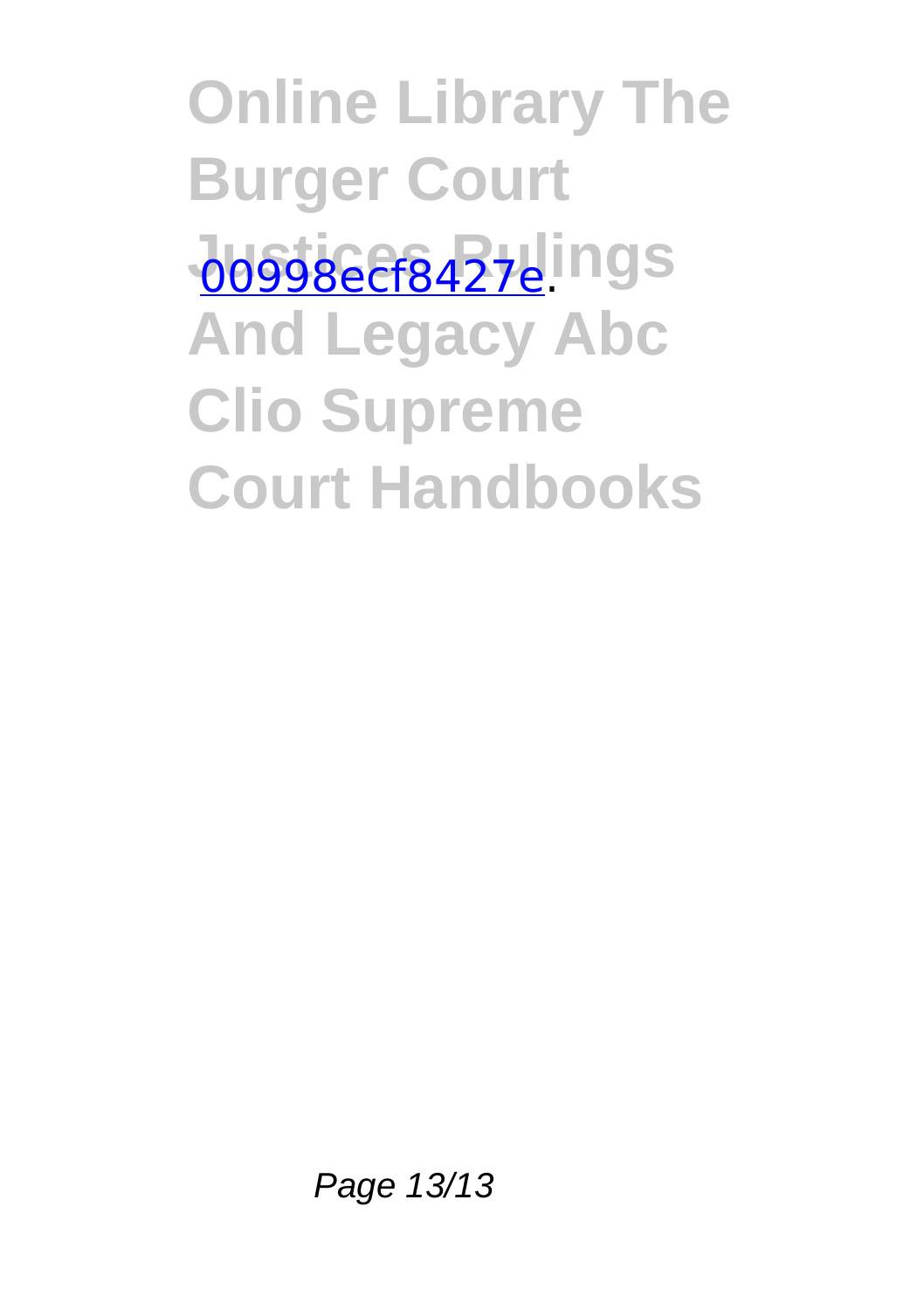00998ecf8427e.